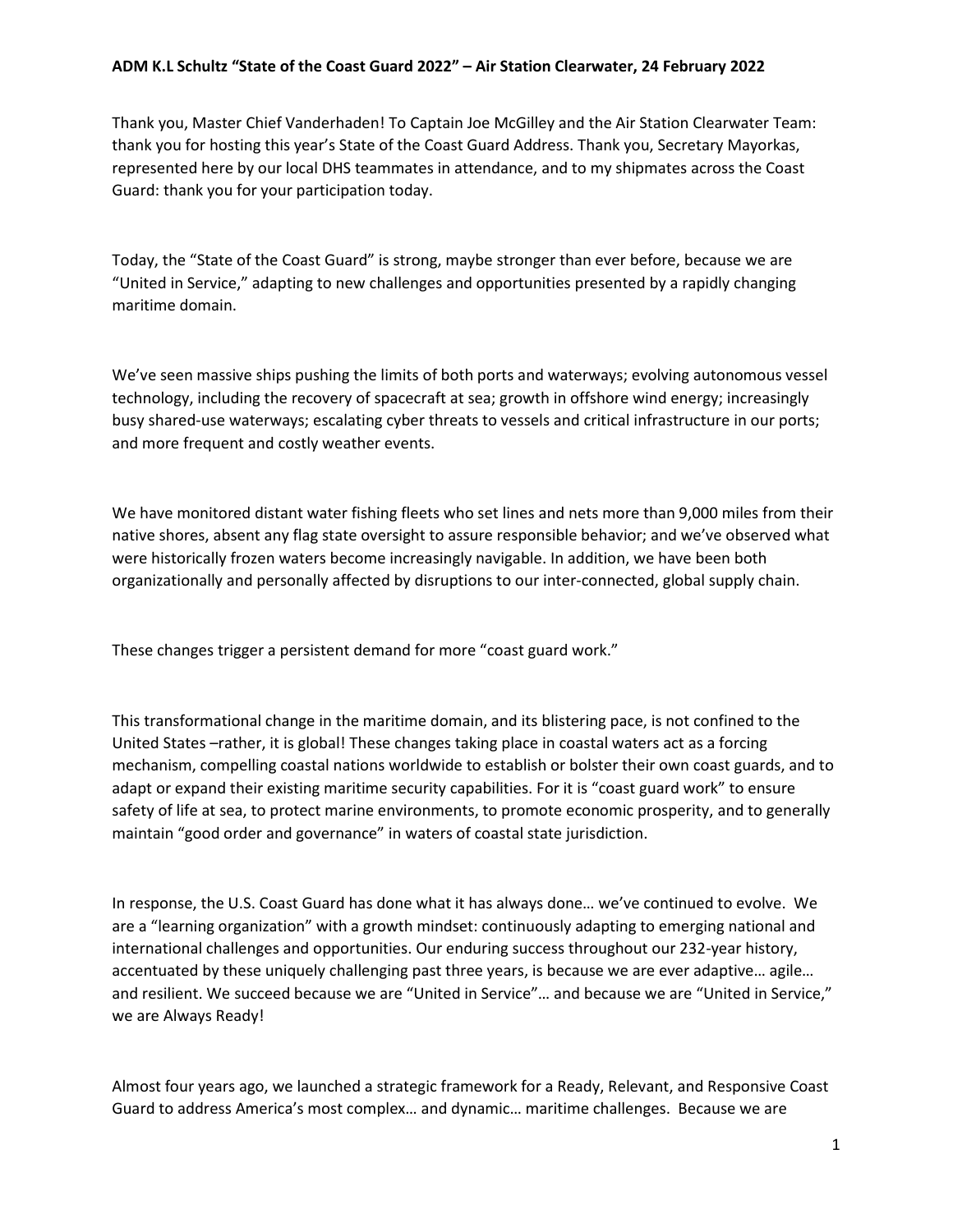**ADM K.L Schultz "State of the Coast Guard 2022" – Air Station Clearwater, 24 February 2022**

Thank you, Master Chief Vanderhaden! To Captain Joe McGilley and the Air Station Clearwater Team: thank you for hosting this year's State of the Coast Guard Address. Thank you, Secretary Mayorkas, represented here by our local DHS teammates in attendance, and to my shipmates across the Coast Guard: thank you for your participation today.

Today, the "State of the Coast Guard" is strong, maybe stronger than ever before, because we are "United in Service," adapting to new challenges and opportunities presented by a rapidly changing maritime domain.

We've seen massive ships pushing the limits of both ports and waterways; evolving autonomous vessel technology, including the recovery of spacecraft at sea; growth in offshore wind energy; increasingly busy shared-use waterways; escalating cyber threats to vessels and critical infrastructure in our ports; and more frequent and costly weather events.

We have monitored distant water fishing fleets who set lines and nets more than 9,000 miles from their native shores, absent any flag state oversight to assure responsible behavior; and we've observed what were historically frozen waters become increasingly navigable. In addition, we have been both organizationally and personally affected by disruptions to our inter-connected, global supply chain.

These changes trigger a persistent demand for more "coast guard work."

This transformational change in the maritime domain, and its blistering pace, is not confined to the United States –rather, it is global! These changes taking place in coastal waters act as a forcing mechanism, compelling coastal nations worldwide to establish or bolster their own coast guards, and to adapt or expand their existing maritime security capabilities. For it is "coast guard work" to ensure safety of life at sea, to protect marine environments, to promote economic prosperity, and to generally maintain "good order and governance" in waters of coastal state jurisdiction.

In response, the U.S. Coast Guard has done what it has always done… we've continued to evolve. We are a "learning organization" with a growth mindset: continuously adapting to emerging national and international challenges and opportunities. Our enduring success throughout our 232-year history, accentuated by these uniquely challenging past three years, is because we are ever adaptive… agile… and resilient. We succeed because we are "United in Service"… and because we are "United in Service," we are Always Ready!

Almost four years ago, we launched a strategic framework for a Ready, Relevant, and Responsive Coast Guard to address America's most complex… and dynamic… maritime challenges. Because we are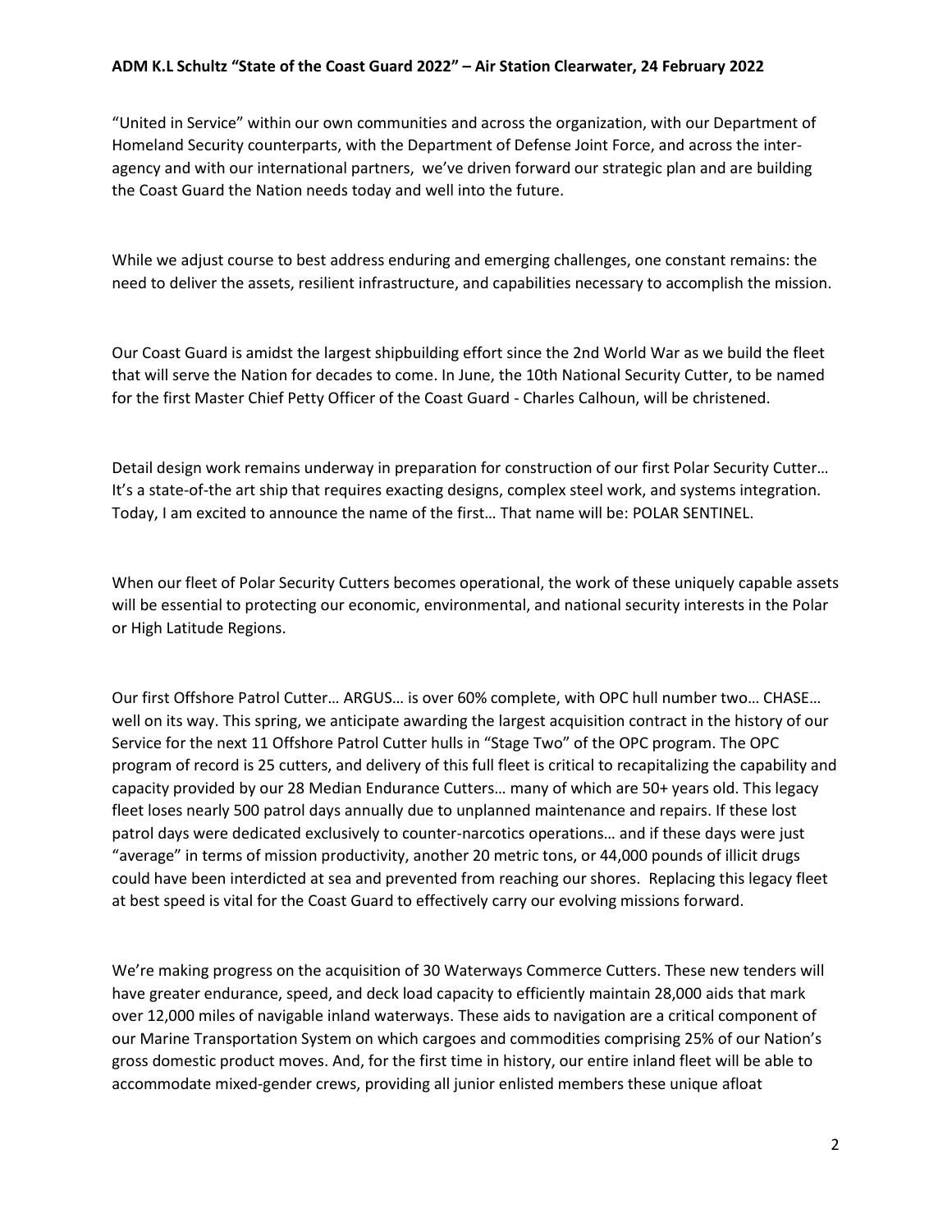"United in Service" within our own communities and across the organization, with our Department of Homeland Security counterparts, with the Department of Defense Joint Force, and across the inter-agency and with our international partners,  we've driven forward our strategic plan and are building the Coast Guard the Nation needs today and well into the future.

While we adjust course to best address enduring and emerging challenges, one constant remains: the need to deliver the assets, resilient infrastructure, and capabilities necessary to accomplish the mission.

Our Coast Guard is amidst the largest shipbuilding effort since the 2nd World War as we build the fleet that will serve the Nation for decades to come. In June, the 10th National Security Cutter, to be named for the first Master Chief Petty Officer of the Coast Guard - Charles Calhoun, will be christened.

Detail design work remains underway in preparation for construction of our first Polar Security Cutter… It's a state-of-the art ship that requires exacting designs, complex steel work, and systems integration. Today, I am excited to announce the name of the first… That name will be: POLAR SENTINEL.

When our fleet of Polar Security Cutters becomes operational, the work of these uniquely capable assets will be essential to protecting our economic, environmental, and national security interests in the Polar or High Latitude Regions.

Our first Offshore Patrol Cutter… ARGUS… is over 60% complete, with OPC hull number two… CHASE… well on its way. This spring, we anticipate awarding the largest acquisition contract in the history of our Service for the next 11 Offshore Patrol Cutter hulls in "Stage Two" of the OPC program. The OPC program of record is 25 cutters, and delivery of this full fleet is critical to recapitalizing the capability and capacity provided by our 28 Median Endurance Cutters… many of which are 50+ years old. This legacy fleet loses nearly 500 patrol days annually due to unplanned maintenance and repairs. If these lost patrol days were dedicated exclusively to counter-narcotics operations… and if these days were just "average" in terms of mission productivity, another 20 metric tons, or 44,000 pounds of illicit drugs could have been interdicted at sea and prevented from reaching our shores.  Replacing this legacy fleet at best speed is vital for the Coast Guard to effectively carry our evolving missions forward.

We're making progress on the acquisition of 30 Waterways Commerce Cutters. These new tenders will have greater endurance, speed, and deck load capacity to efficiently maintain 28,000 aids that mark over 12,000 miles of navigable inland waterways. These aids to navigation are a critical component of our Marine Transportation System on which cargoes and commodities comprising 25% of our Nation's gross domestic product moves. And, for the first time in history, our entire inland fleet will be able to accommodate mixed-gender crews, providing all junior enlisted members these unique afloat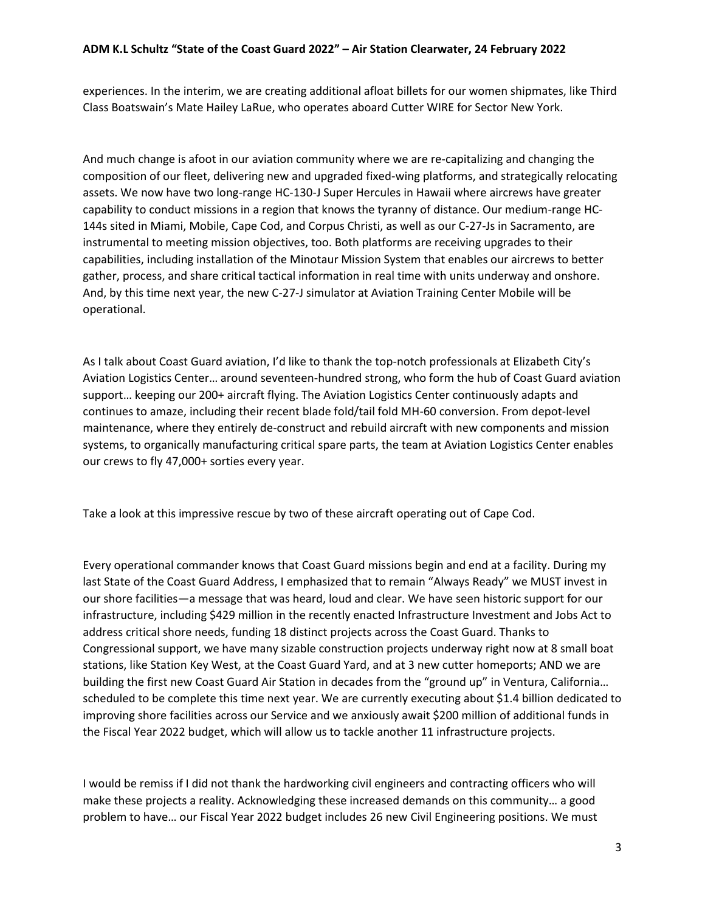experiences. In the interim, we are creating additional afloat billets for our women shipmates, like Third Class Boatswain's Mate Hailey LaRue, who operates aboard Cutter WIRE for Sector New York.

And much change is afoot in our aviation community where we are re-capitalizing and changing the composition of our fleet, delivering new and upgraded fixed-wing platforms, and strategically relocating assets. We now have two long-range HC-130-J Super Hercules in Hawaii where aircrews have greater capability to conduct missions in a region that knows the tyranny of distance. Our medium-range HC-144s sited in Miami, Mobile, Cape Cod, and Corpus Christi, as well as our C-27-Js in Sacramento, are instrumental to meeting mission objectives, too. Both platforms are receiving upgrades to their capabilities, including installation of the Minotaur Mission System that enables our aircrews to better gather, process, and share critical tactical information in real time with units underway and onshore. And, by this time next year, the new C-27-J simulator at Aviation Training Center Mobile will be operational.

As I talk about Coast Guard aviation, I'd like to thank the top-notch professionals at Elizabeth City's Aviation Logistics Center… around seventeen-hundred strong, who form the hub of Coast Guard aviation support… keeping our 200+ aircraft flying. The Aviation Logistics Center continuously adapts and continues to amaze, including their recent blade fold/tail fold MH-60 conversion. From depot-level maintenance, where they entirely de-construct and rebuild aircraft with new components and mission systems, to organically manufacturing critical spare parts, the team at Aviation Logistics Center enables our crews to fly 47,000+ sorties every year.

Take a look at this impressive rescue by two of these aircraft operating out of Cape Cod.

Every operational commander knows that Coast Guard missions begin and end at a facility. During my last State of the Coast Guard Address, I emphasized that to remain "Always Ready" we MUST invest in our shore facilities—a message that was heard, loud and clear. We have seen historic support for our infrastructure, including $429 million in the recently enacted Infrastructure Investment and Jobs Act to address critical shore needs, funding 18 distinct projects across the Coast Guard. Thanks to Congressional support, we have many sizable construction projects underway right now at 8 small boat stations, like Station Key West, at the Coast Guard Yard, and at 3 new cutter homeports; AND we are building the first new Coast Guard Air Station in decades from the "ground up" in Ventura, California… scheduled to be complete this time next year. We are currently executing about $1.4 billion dedicated to improving shore facilities across our Service and we anxiously await $200 million of additional funds in the Fiscal Year 2022 budget, which will allow us to tackle another 11 infrastructure projects.

I would be remiss if I did not thank the hardworking civil engineers and contracting officers who will make these projects a reality. Acknowledging these increased demands on this community… a good problem to have… our Fiscal Year 2022 budget includes 26 new Civil Engineering positions. We must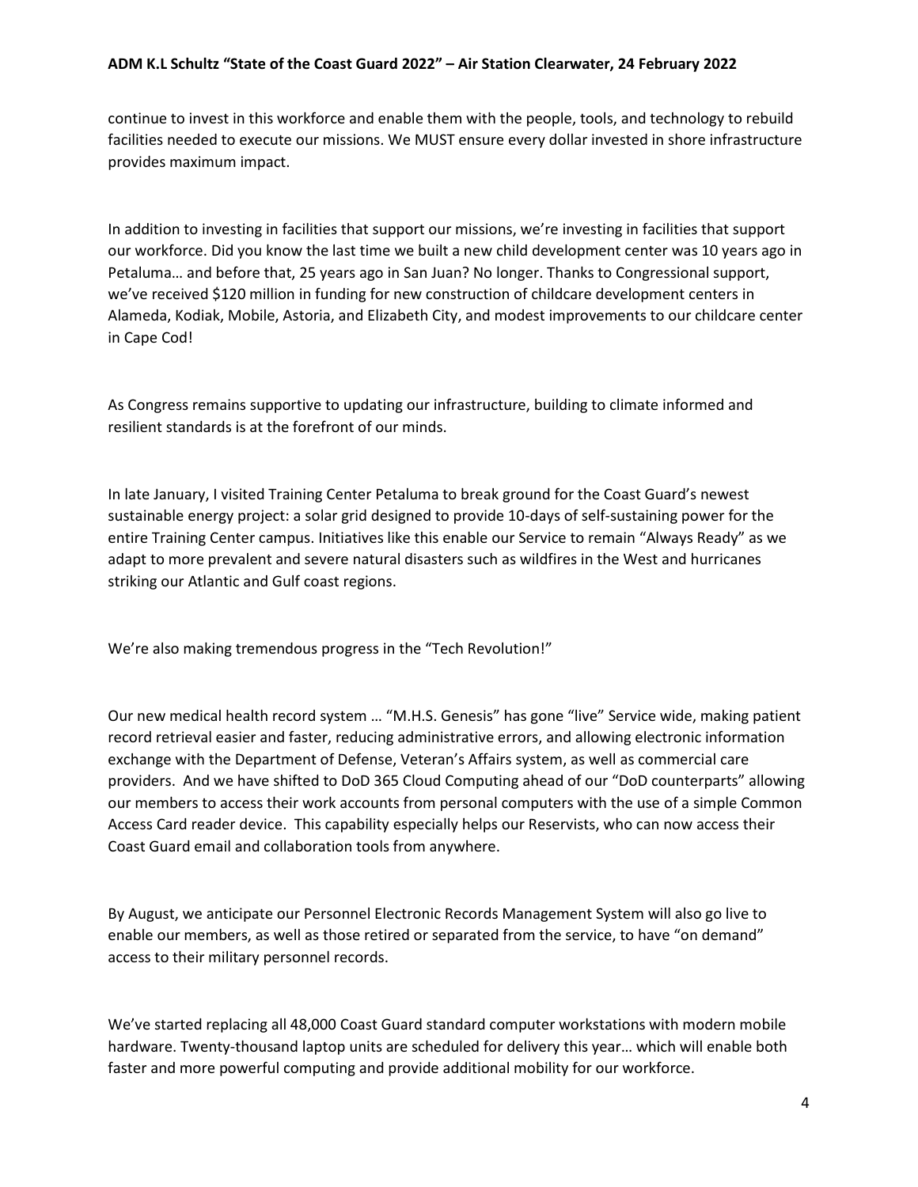continue to invest in this workforce and enable them with the people, tools, and technology to rebuild facilities needed to execute our missions. We MUST ensure every dollar invested in shore infrastructure provides maximum impact.

In addition to investing in facilities that support our missions, we're investing in facilities that support our workforce. Did you know the last time we built a new child development center was 10 years ago in Petaluma… and before that, 25 years ago in San Juan? No longer. Thanks to Congressional support, we've received $120 million in funding for new construction of childcare development centers in Alameda, Kodiak, Mobile, Astoria, and Elizabeth City, and modest improvements to our childcare center in Cape Cod!

As Congress remains supportive to updating our infrastructure, building to climate informed and resilient standards is at the forefront of our minds.

In late January, I visited Training Center Petaluma to break ground for the Coast Guard's newest sustainable energy project: a solar grid designed to provide 10-days of self-sustaining power for the entire Training Center campus. Initiatives like this enable our Service to remain "Always Ready" as we adapt to more prevalent and severe natural disasters such as wildfires in the West and hurricanes striking our Atlantic and Gulf coast regions.

We're also making tremendous progress in the "Tech Revolution!"

Our new medical health record system … "M.H.S. Genesis" has gone "live" Service wide, making patient record retrieval easier and faster, reducing administrative errors, and allowing electronic information exchange with the Department of Defense, Veteran's Affairs system, as well as commercial care providers. And we have shifted to DoD 365 Cloud Computing ahead of our "DoD counterparts" allowing our members to access their work accounts from personal computers with the use of a simple Common Access Card reader device. This capability especially helps our Reservists, who can now access their Coast Guard email and collaboration tools from anywhere.

By August, we anticipate our Personnel Electronic Records Management System will also go live to enable our members, as well as those retired or separated from the service, to have "on demand" access to their military personnel records.

We've started replacing all 48,000 Coast Guard standard computer workstations with modern mobile hardware. Twenty-thousand laptop units are scheduled for delivery this year… which will enable both faster and more powerful computing and provide additional mobility for our workforce.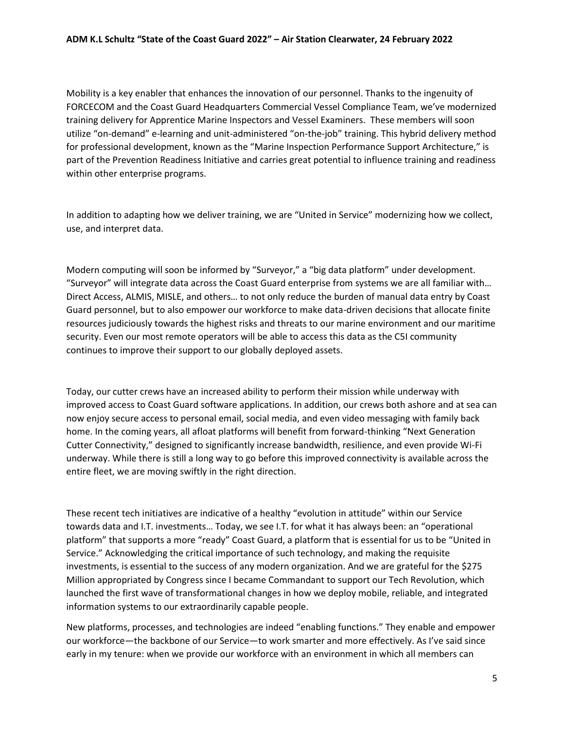Mobility is a key enabler that enhances the innovation of our personnel. Thanks to the ingenuity of FORCECOM and the Coast Guard Headquarters Commercial Vessel Compliance Team, we've modernized training delivery for Apprentice Marine Inspectors and Vessel Examiners. These members will soon utilize "on-demand" e-learning and unit-administered "on-the-job" training. This hybrid delivery method for professional development, known as the "Marine Inspection Performance Support Architecture," is part of the Prevention Readiness Initiative and carries great potential to influence training and readiness within other enterprise programs.

In addition to adapting how we deliver training, we are "United in Service" modernizing how we collect, use, and interpret data.

Modern computing will soon be informed by "Surveyor," a "big data platform" under development. "Surveyor" will integrate data across the Coast Guard enterprise from systems we are all familiar with… Direct Access, ALMIS, MISLE, and others… to not only reduce the burden of manual data entry by Coast Guard personnel, but to also empower our workforce to make data-driven decisions that allocate finite resources judiciously towards the highest risks and threats to our marine environment and our maritime security. Even our most remote operators will be able to access this data as the C5I community continues to improve their support to our globally deployed assets.

Today, our cutter crews have an increased ability to perform their mission while underway with improved access to Coast Guard software applications. In addition, our crews both ashore and at sea can now enjoy secure access to personal email, social media, and even video messaging with family back home. In the coming years, all afloat platforms will benefit from forward-thinking "Next Generation Cutter Connectivity," designed to significantly increase bandwidth, resilience, and even provide Wi-Fi underway. While there is still a long way to go before this improved connectivity is available across the entire fleet, we are moving swiftly in the right direction.

These recent tech initiatives are indicative of a healthy "evolution in attitude" within our Service towards data and I.T. investments… Today, we see I.T. for what it has always been: an "operational platform" that supports a more "ready" Coast Guard, a platform that is essential for us to be "United in Service." Acknowledging the critical importance of such technology, and making the requisite investments, is essential to the success of any modern organization. And we are grateful for the $275 Million appropriated by Congress since I became Commandant to support our Tech Revolution, which launched the first wave of transformational changes in how we deploy mobile, reliable, and integrated information systems to our extraordinarily capable people.

New platforms, processes, and technologies are indeed "enabling functions." They enable and empower our workforce—the backbone of our Service—to work smarter and more effectively. As I've said since early in my tenure: when we provide our workforce with an environment in which all members can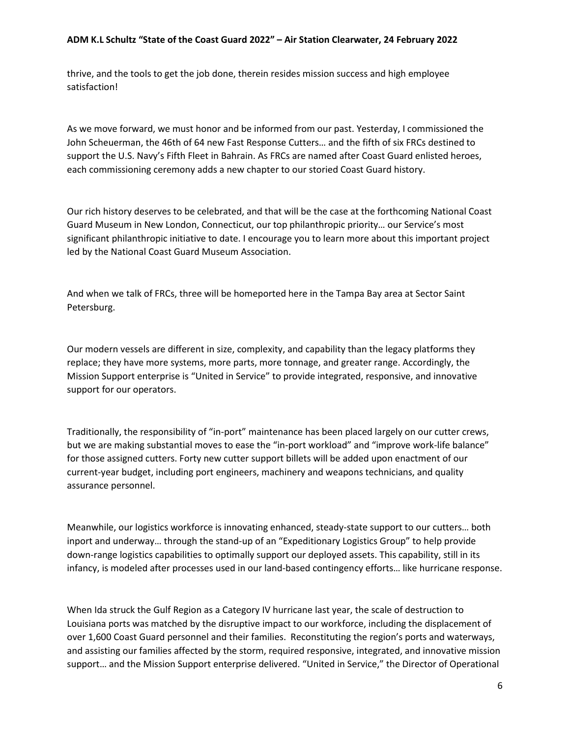thrive, and the tools to get the job done, therein resides mission success and high employee satisfaction!

As we move forward, we must honor and be informed from our past. Yesterday, I commissioned the John Scheuerman, the 46th of 64 new Fast Response Cutters… and the fifth of six FRCs destined to support the U.S. Navy's Fifth Fleet in Bahrain. As FRCs are named after Coast Guard enlisted heroes, each commissioning ceremony adds a new chapter to our storied Coast Guard history.

Our rich history deserves to be celebrated, and that will be the case at the forthcoming National Coast Guard Museum in New London, Connecticut, our top philanthropic priority… our Service's most significant philanthropic initiative to date. I encourage you to learn more about this important project led by the National Coast Guard Museum Association.

And when we talk of FRCs, three will be homeported here in the Tampa Bay area at Sector Saint Petersburg.

Our modern vessels are different in size, complexity, and capability than the legacy platforms they replace; they have more systems, more parts, more tonnage, and greater range. Accordingly, the Mission Support enterprise is "United in Service" to provide integrated, responsive, and innovative support for our operators.

Traditionally, the responsibility of "in-port" maintenance has been placed largely on our cutter crews, but we are making substantial moves to ease the "in-port workload" and "improve work-life balance" for those assigned cutters. Forty new cutter support billets will be added upon enactment of our current-year budget, including port engineers, machinery and weapons technicians, and quality assurance personnel.

Meanwhile, our logistics workforce is innovating enhanced, steady-state support to our cutters… both inport and underway… through the stand-up of an "Expeditionary Logistics Group" to help provide down-range logistics capabilities to optimally support our deployed assets. This capability, still in its infancy, is modeled after processes used in our land-based contingency efforts… like hurricane response.

When Ida struck the Gulf Region as a Category IV hurricane last year, the scale of destruction to Louisiana ports was matched by the disruptive impact to our workforce, including the displacement of over 1,600 Coast Guard personnel and their families. Reconstituting the region's ports and waterways, and assisting our families affected by the storm, required responsive, integrated, and innovative mission support… and the Mission Support enterprise delivered. "United in Service," the Director of Operational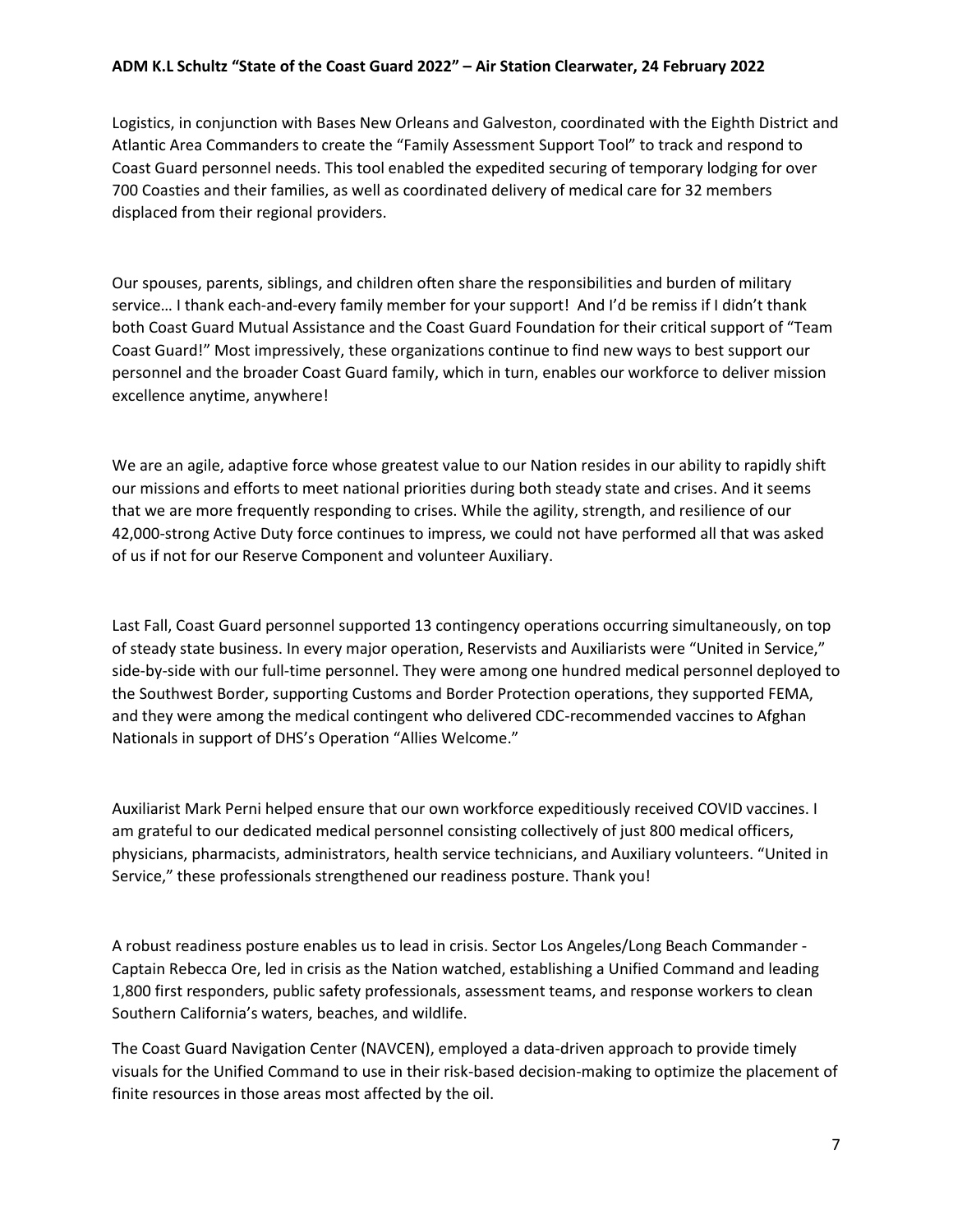Logistics, in conjunction with Bases New Orleans and Galveston, coordinated with the Eighth District and Atlantic Area Commanders to create the "Family Assessment Support Tool" to track and respond to Coast Guard personnel needs. This tool enabled the expedited securing of temporary lodging for over 700 Coasties and their families, as well as coordinated delivery of medical care for 32 members displaced from their regional providers.

Our spouses, parents, siblings, and children often share the responsibilities and burden of military service… I thank each-and-every family member for your support! And I'd be remiss if I didn't thank both Coast Guard Mutual Assistance and the Coast Guard Foundation for their critical support of "Team Coast Guard!" Most impressively, these organizations continue to find new ways to best support our personnel and the broader Coast Guard family, which in turn, enables our workforce to deliver mission excellence anytime, anywhere!

We are an agile, adaptive force whose greatest value to our Nation resides in our ability to rapidly shift our missions and efforts to meet national priorities during both steady state and crises. And it seems that we are more frequently responding to crises. While the agility, strength, and resilience of our 42,000-strong Active Duty force continues to impress, we could not have performed all that was asked of us if not for our Reserve Component and volunteer Auxiliary.

Last Fall, Coast Guard personnel supported 13 contingency operations occurring simultaneously, on top of steady state business. In every major operation, Reservists and Auxiliarists were "United in Service," side-by-side with our full-time personnel. They were among one hundred medical personnel deployed to the Southwest Border, supporting Customs and Border Protection operations, they supported FEMA, and they were among the medical contingent who delivered CDC-recommended vaccines to Afghan Nationals in support of DHS's Operation "Allies Welcome."

Auxiliarist Mark Perni helped ensure that our own workforce expeditiously received COVID vaccines. I am grateful to our dedicated medical personnel consisting collectively of just 800 medical officers, physicians, pharmacists, administrators, health service technicians, and Auxiliary volunteers. "United in Service," these professionals strengthened our readiness posture. Thank you!

A robust readiness posture enables us to lead in crisis. Sector Los Angeles/Long Beach Commander - Captain Rebecca Ore, led in crisis as the Nation watched, establishing a Unified Command and leading 1,800 first responders, public safety professionals, assessment teams, and response workers to clean Southern California's waters, beaches, and wildlife.

The Coast Guard Navigation Center (NAVCEN), employed a data-driven approach to provide timely visuals for the Unified Command to use in their risk-based decision-making to optimize the placement of finite resources in those areas most affected by the oil.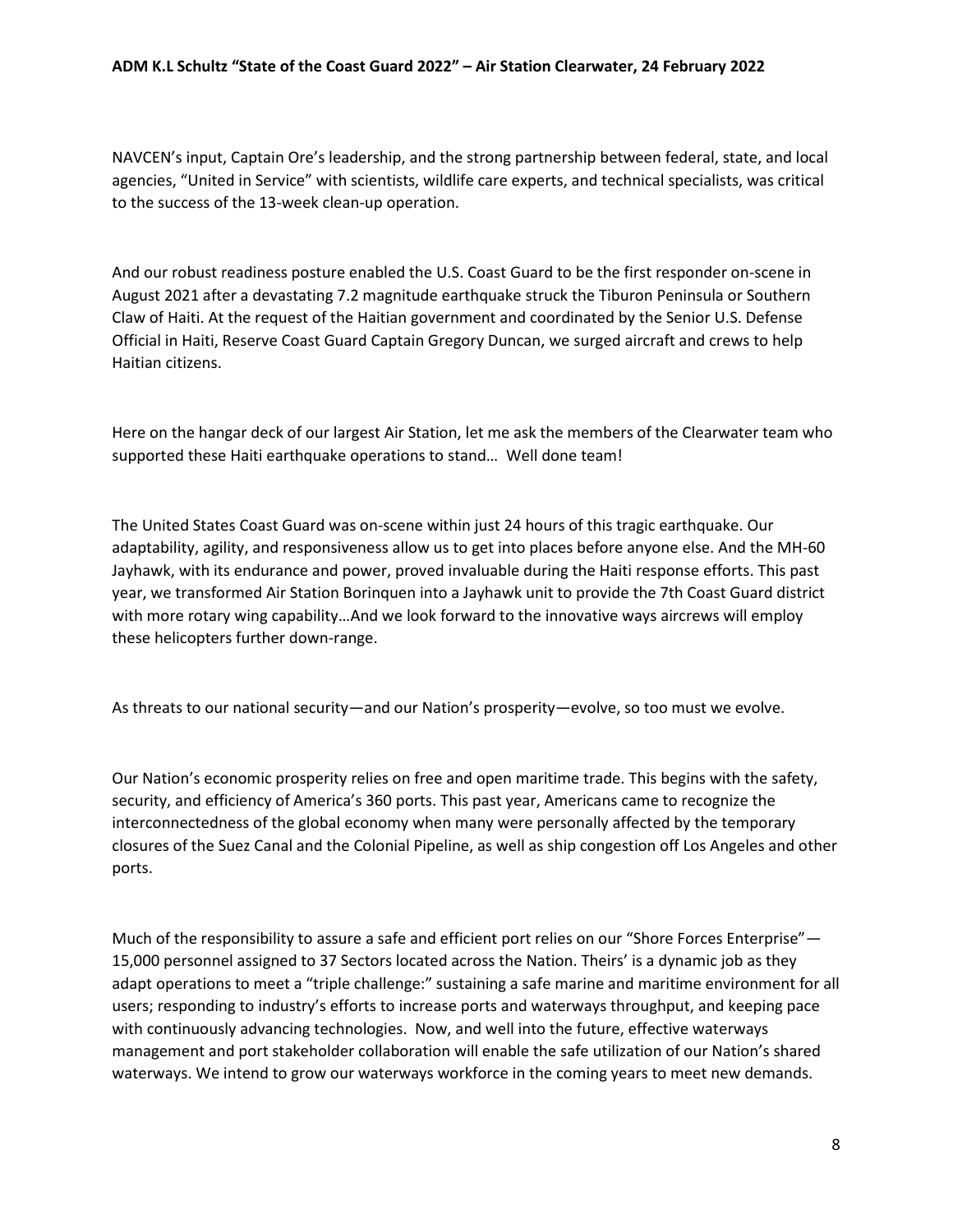NAVCEN's input, Captain Ore's leadership, and the strong partnership between federal, state, and local agencies, "United in Service" with scientists, wildlife care experts, and technical specialists, was critical to the success of the 13-week clean-up operation.

And our robust readiness posture enabled the U.S. Coast Guard to be the first responder on-scene in August 2021 after a devastating 7.2 magnitude earthquake struck the Tiburon Peninsula or Southern Claw of Haiti. At the request of the Haitian government and coordinated by the Senior U.S. Defense Official in Haiti, Reserve Coast Guard Captain Gregory Duncan, we surged aircraft and crews to help Haitian citizens.

Here on the hangar deck of our largest Air Station, let me ask the members of the Clearwater team who supported these Haiti earthquake operations to stand… Well done team!

The United States Coast Guard was on-scene within just 24 hours of this tragic earthquake. Our adaptability, agility, and responsiveness allow us to get into places before anyone else. And the MH-60 Jayhawk, with its endurance and power, proved invaluable during the Haiti response efforts. This past year, we transformed Air Station Borinquen into a Jayhawk unit to provide the 7th Coast Guard district with more rotary wing capability…And we look forward to the innovative ways aircrews will employ these helicopters further down-range.

As threats to our national security—and our Nation's prosperity—evolve, so too must we evolve.

Our Nation's economic prosperity relies on free and open maritime trade. This begins with the safety, security, and efficiency of America's 360 ports. This past year, Americans came to recognize the interconnectedness of the global economy when many were personally affected by the temporary closures of the Suez Canal and the Colonial Pipeline, as well as ship congestion off Los Angeles and other ports.

Much of the responsibility to assure a safe and efficient port relies on our "Shore Forces Enterprise"—15,000 personnel assigned to 37 Sectors located across the Nation. Theirs' is a dynamic job as they adapt operations to meet a "triple challenge:" sustaining a safe marine and maritime environment for all users; responding to industry's efforts to increase ports and waterways throughput, and keeping pace with continuously advancing technologies. Now, and well into the future, effective waterways management and port stakeholder collaboration will enable the safe utilization of our Nation's shared waterways. We intend to grow our waterways workforce in the coming years to meet new demands.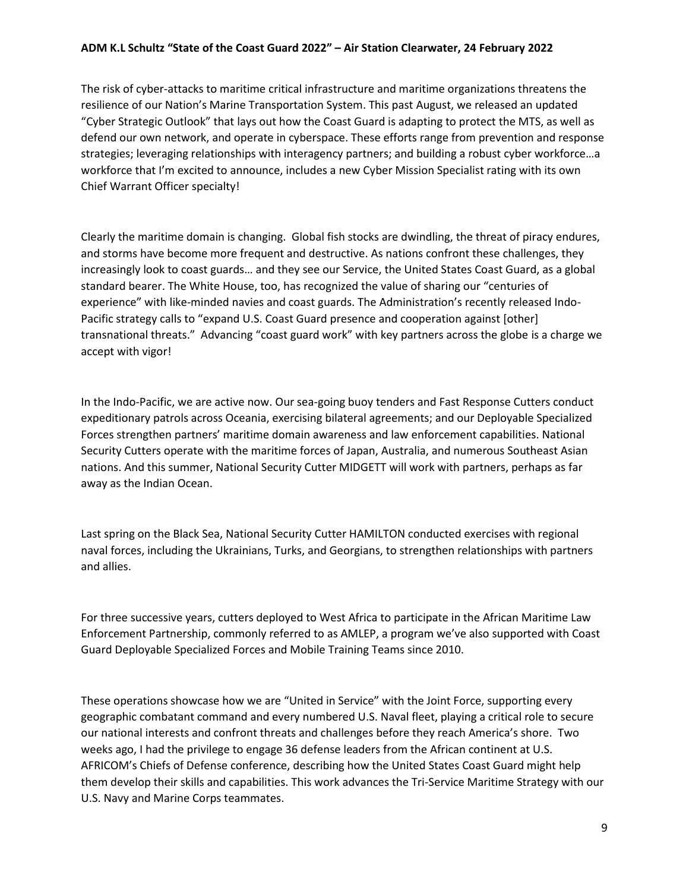The risk of cyber-attacks to maritime critical infrastructure and maritime organizations threatens the resilience of our Nation's Marine Transportation System. This past August, we released an updated "Cyber Strategic Outlook" that lays out how the Coast Guard is adapting to protect the MTS, as well as defend our own network, and operate in cyberspace. These efforts range from prevention and response strategies; leveraging relationships with interagency partners; and building a robust cyber workforce…a workforce that I'm excited to announce, includes a new Cyber Mission Specialist rating with its own Chief Warrant Officer specialty!

Clearly the maritime domain is changing. Global fish stocks are dwindling, the threat of piracy endures, and storms have become more frequent and destructive. As nations confront these challenges, they increasingly look to coast guards… and they see our Service, the United States Coast Guard, as a global standard bearer. The White House, too, has recognized the value of sharing our "centuries of experience" with like-minded navies and coast guards. The Administration's recently released Indo-Pacific strategy calls to "expand U.S. Coast Guard presence and cooperation against [other] transnational threats." Advancing "coast guard work" with key partners across the globe is a charge we accept with vigor!

In the Indo-Pacific, we are active now. Our sea-going buoy tenders and Fast Response Cutters conduct expeditionary patrols across Oceania, exercising bilateral agreements; and our Deployable Specialized Forces strengthen partners' maritime domain awareness and law enforcement capabilities. National Security Cutters operate with the maritime forces of Japan, Australia, and numerous Southeast Asian nations. And this summer, National Security Cutter MIDGETT will work with partners, perhaps as far away as the Indian Ocean.

Last spring on the Black Sea, National Security Cutter HAMILTON conducted exercises with regional naval forces, including the Ukrainians, Turks, and Georgians, to strengthen relationships with partners and allies.

For three successive years, cutters deployed to West Africa to participate in the African Maritime Law Enforcement Partnership, commonly referred to as AMLEP, a program we've also supported with Coast Guard Deployable Specialized Forces and Mobile Training Teams since 2010.

These operations showcase how we are "United in Service" with the Joint Force, supporting every geographic combatant command and every numbered U.S. Naval fleet, playing a critical role to secure our national interests and confront threats and challenges before they reach America's shore. Two weeks ago, I had the privilege to engage 36 defense leaders from the African continent at U.S. AFRICOM's Chiefs of Defense conference, describing how the United States Coast Guard might help them develop their skills and capabilities. This work advances the Tri-Service Maritime Strategy with our U.S. Navy and Marine Corps teammates.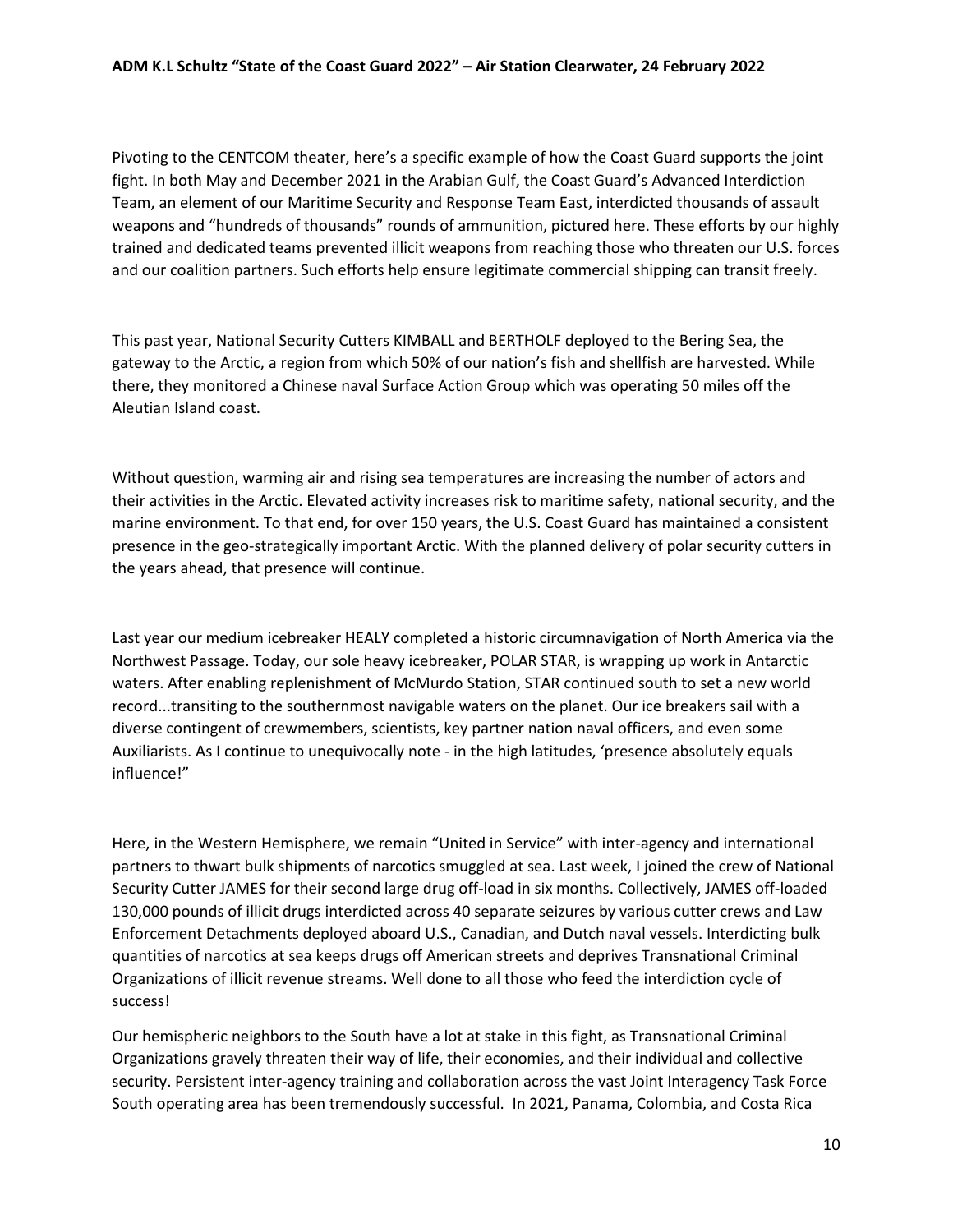Pivoting to the CENTCOM theater, here's a specific example of how the Coast Guard supports the joint fight. In both May and December 2021 in the Arabian Gulf, the Coast Guard's Advanced Interdiction Team, an element of our Maritime Security and Response Team East, interdicted thousands of assault weapons and "hundreds of thousands" rounds of ammunition, pictured here. These efforts by our highly trained and dedicated teams prevented illicit weapons from reaching those who threaten our U.S. forces and our coalition partners. Such efforts help ensure legitimate commercial shipping can transit freely.

This past year, National Security Cutters KIMBALL and BERTHOLF deployed to the Bering Sea, the gateway to the Arctic, a region from which 50% of our nation's fish and shellfish are harvested. While there, they monitored a Chinese naval Surface Action Group which was operating 50 miles off the Aleutian Island coast.

Without question, warming air and rising sea temperatures are increasing the number of actors and their activities in the Arctic. Elevated activity increases risk to maritime safety, national security, and the marine environment. To that end, for over 150 years, the U.S. Coast Guard has maintained a consistent presence in the geo-strategically important Arctic. With the planned delivery of polar security cutters in the years ahead, that presence will continue.

Last year our medium icebreaker HEALY completed a historic circumnavigation of North America via the Northwest Passage. Today, our sole heavy icebreaker, POLAR STAR, is wrapping up work in Antarctic waters. After enabling replenishment of McMurdo Station, STAR continued south to set a new world record...transiting to the southernmost navigable waters on the planet. Our ice breakers sail with a diverse contingent of crewmembers, scientists, key partner nation naval officers, and even some Auxiliarists. As I continue to unequivocally note - in the high latitudes, 'presence absolutely equals influence!"

Here, in the Western Hemisphere, we remain "United in Service" with inter-agency and international partners to thwart bulk shipments of narcotics smuggled at sea. Last week, I joined the crew of National Security Cutter JAMES for their second large drug off-load in six months. Collectively, JAMES off-loaded 130,000 pounds of illicit drugs interdicted across 40 separate seizures by various cutter crews and Law Enforcement Detachments deployed aboard U.S., Canadian, and Dutch naval vessels. Interdicting bulk quantities of narcotics at sea keeps drugs off American streets and deprives Transnational Criminal Organizations of illicit revenue streams. Well done to all those who feed the interdiction cycle of success!

Our hemispheric neighbors to the South have a lot at stake in this fight, as Transnational Criminal Organizations gravely threaten their way of life, their economies, and their individual and collective security. Persistent inter-agency training and collaboration across the vast Joint Interagency Task Force South operating area has been tremendously successful. In 2021, Panama, Colombia, and Costa Rica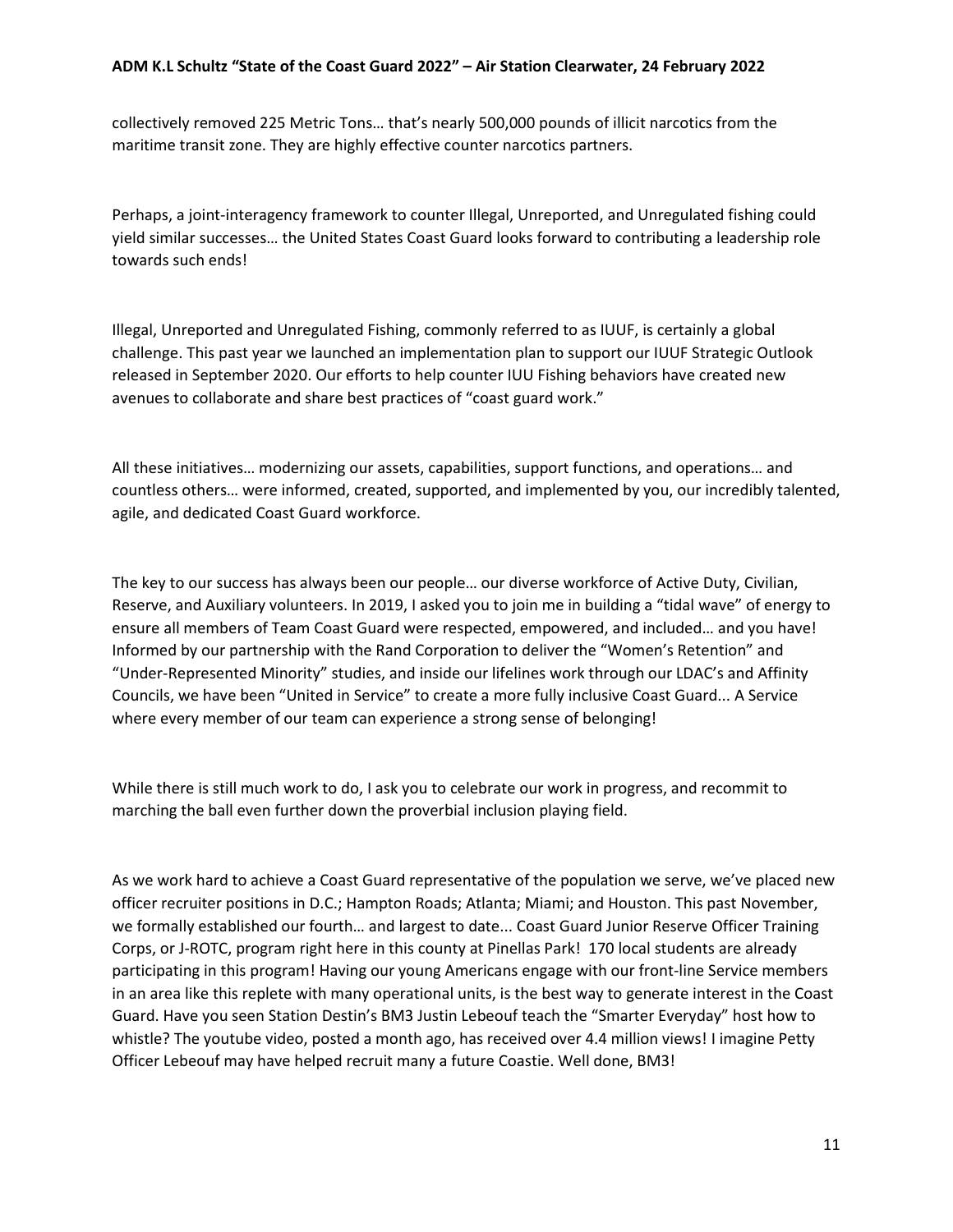collectively removed 225 Metric Tons… that's nearly 500,000 pounds of illicit narcotics from the maritime transit zone. They are highly effective counter narcotics partners.

Perhaps, a joint-interagency framework to counter Illegal, Unreported, and Unregulated fishing could yield similar successes… the United States Coast Guard looks forward to contributing a leadership role towards such ends!

Illegal, Unreported and Unregulated Fishing, commonly referred to as IUUF, is certainly a global challenge. This past year we launched an implementation plan to support our IUUF Strategic Outlook released in September 2020. Our efforts to help counter IUU Fishing behaviors have created new avenues to collaborate and share best practices of "coast guard work."

All these initiatives… modernizing our assets, capabilities, support functions, and operations… and countless others… were informed, created, supported, and implemented by you, our incredibly talented, agile, and dedicated Coast Guard workforce.

The key to our success has always been our people… our diverse workforce of Active Duty, Civilian, Reserve, and Auxiliary volunteers. In 2019, I asked you to join me in building a "tidal wave" of energy to ensure all members of Team Coast Guard were respected, empowered, and included… and you have! Informed by our partnership with the Rand Corporation to deliver the "Women's Retention" and "Under-Represented Minority" studies, and inside our lifelines work through our LDAC's and Affinity Councils, we have been "United in Service" to create a more fully inclusive Coast Guard... A Service where every member of our team can experience a strong sense of belonging!

While there is still much work to do, I ask you to celebrate our work in progress, and recommit to marching the ball even further down the proverbial inclusion playing field.

As we work hard to achieve a Coast Guard representative of the population we serve, we've placed new officer recruiter positions in D.C.; Hampton Roads; Atlanta; Miami; and Houston. This past November, we formally established our fourth… and largest to date... Coast Guard Junior Reserve Officer Training Corps, or J-ROTC, program right here in this county at Pinellas Park! 170 local students are already participating in this program! Having our young Americans engage with our front-line Service members in an area like this replete with many operational units, is the best way to generate interest in the Coast Guard. Have you seen Station Destin's BM3 Justin Lebeouf teach the "Smarter Everyday" host how to whistle? The youtube video, posted a month ago, has received over 4.4 million views! I imagine Petty Officer Lebeouf may have helped recruit many a future Coastie. Well done, BM3!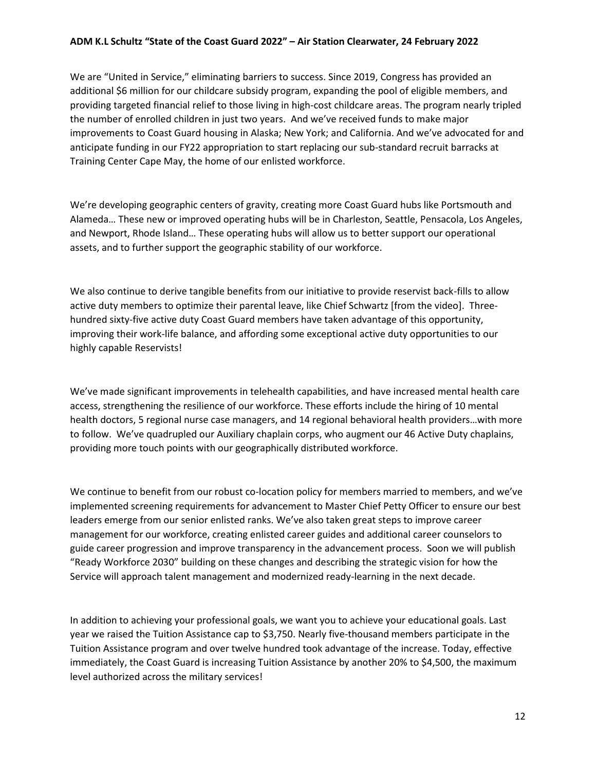We are "United in Service," eliminating barriers to success. Since 2019, Congress has provided an additional $6 million for our childcare subsidy program, expanding the pool of eligible members, and providing targeted financial relief to those living in high-cost childcare areas. The program nearly tripled the number of enrolled children in just two years. And we've received funds to make major improvements to Coast Guard housing in Alaska; New York; and California. And we've advocated for and anticipate funding in our FY22 appropriation to start replacing our sub-standard recruit barracks at Training Center Cape May, the home of our enlisted workforce.

We're developing geographic centers of gravity, creating more Coast Guard hubs like Portsmouth and Alameda… These new or improved operating hubs will be in Charleston, Seattle, Pensacola, Los Angeles, and Newport, Rhode Island… These operating hubs will allow us to better support our operational assets, and to further support the geographic stability of our workforce.

We also continue to derive tangible benefits from our initiative to provide reservist back-fills to allow active duty members to optimize their parental leave, like Chief Schwartz [from the video]. Three-hundred sixty-five active duty Coast Guard members have taken advantage of this opportunity, improving their work-life balance, and affording some exceptional active duty opportunities to our highly capable Reservists!

We've made significant improvements in telehealth capabilities, and have increased mental health care access, strengthening the resilience of our workforce. These efforts include the hiring of 10 mental health doctors, 5 regional nurse case managers, and 14 regional behavioral health providers…with more to follow. We've quadrupled our Auxiliary chaplain corps, who augment our 46 Active Duty chaplains, providing more touch points with our geographically distributed workforce.

We continue to benefit from our robust co-location policy for members married to members, and we've implemented screening requirements for advancement to Master Chief Petty Officer to ensure our best leaders emerge from our senior enlisted ranks. We've also taken great steps to improve career management for our workforce, creating enlisted career guides and additional career counselors to guide career progression and improve transparency in the advancement process. Soon we will publish "Ready Workforce 2030" building on these changes and describing the strategic vision for how the Service will approach talent management and modernized ready-learning in the next decade.

In addition to achieving your professional goals, we want you to achieve your educational goals. Last year we raised the Tuition Assistance cap to $3,750. Nearly five-thousand members participate in the Tuition Assistance program and over twelve hundred took advantage of the increase. Today, effective immediately, the Coast Guard is increasing Tuition Assistance by another 20% to $4,500, the maximum level authorized across the military services!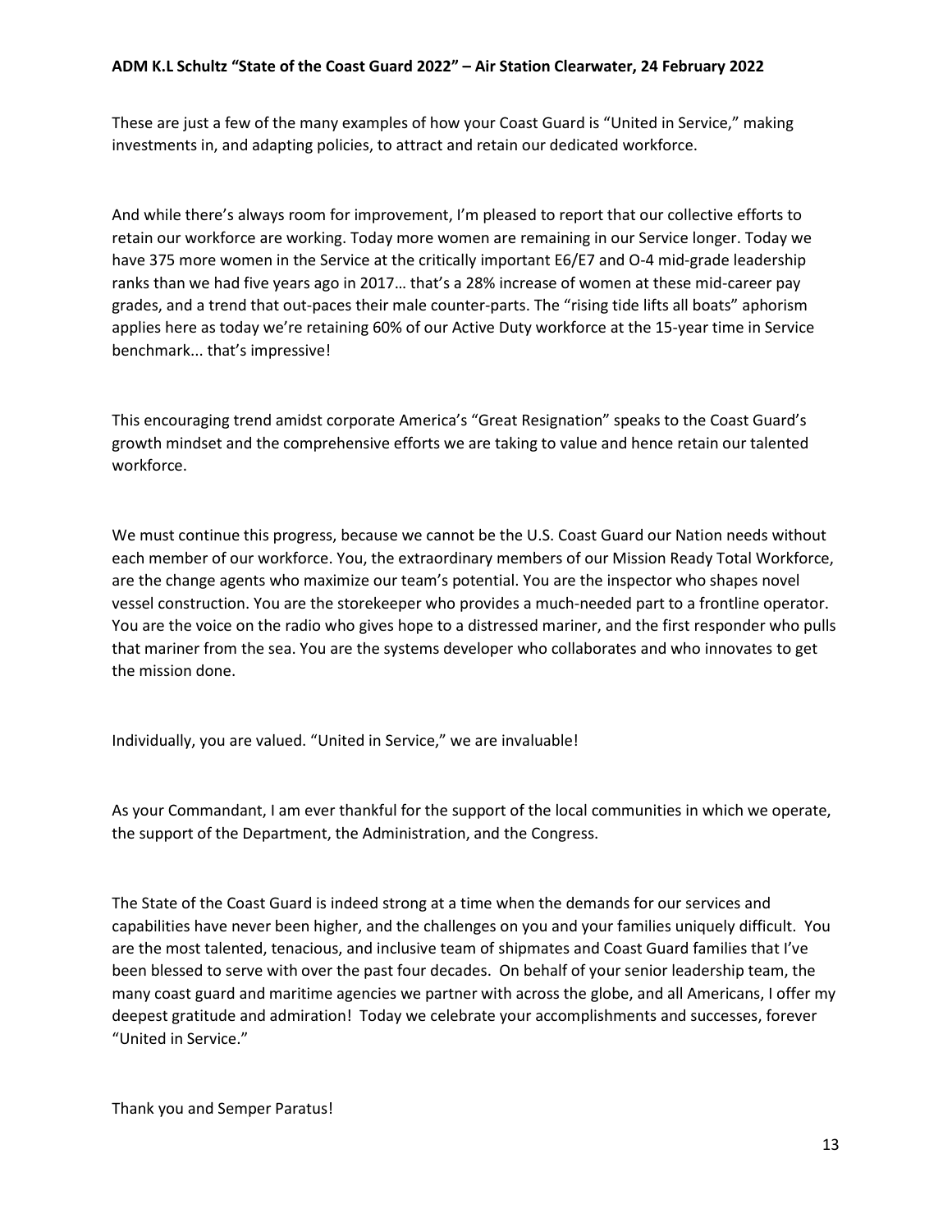These are just a few of the many examples of how your Coast Guard is "United in Service," making investments in, and adapting policies, to attract and retain our dedicated workforce.

And while there's always room for improvement, I'm pleased to report that our collective efforts to retain our workforce are working. Today more women are remaining in our Service longer. Today we have 375 more women in the Service at the critically important E6/E7 and O-4 mid-grade leadership ranks than we had five years ago in 2017… that's a 28% increase of women at these mid-career pay grades, and a trend that out-paces their male counter-parts. The "rising tide lifts all boats" aphorism applies here as today we're retaining 60% of our Active Duty workforce at the 15-year time in Service benchmark... that's impressive!

This encouraging trend amidst corporate America's "Great Resignation" speaks to the Coast Guard's growth mindset and the comprehensive efforts we are taking to value and hence retain our talented workforce.

We must continue this progress, because we cannot be the U.S. Coast Guard our Nation needs without each member of our workforce. You, the extraordinary members of our Mission Ready Total Workforce, are the change agents who maximize our team's potential. You are the inspector who shapes novel vessel construction. You are the storekeeper who provides a much-needed part to a frontline operator. You are the voice on the radio who gives hope to a distressed mariner, and the first responder who pulls that mariner from the sea. You are the systems developer who collaborates and who innovates to get the mission done.

Individually, you are valued. "United in Service," we are invaluable!

As your Commandant, I am ever thankful for the support of the local communities in which we operate, the support of the Department, the Administration, and the Congress.

The State of the Coast Guard is indeed strong at a time when the demands for our services and capabilities have never been higher, and the challenges on you and your families uniquely difficult. You are the most talented, tenacious, and inclusive team of shipmates and Coast Guard families that I've been blessed to serve with over the past four decades. On behalf of your senior leadership team, the many coast guard and maritime agencies we partner with across the globe, and all Americans, I offer my deepest gratitude and admiration! Today we celebrate your accomplishments and successes, forever "United in Service."

Thank you and Semper Paratus!